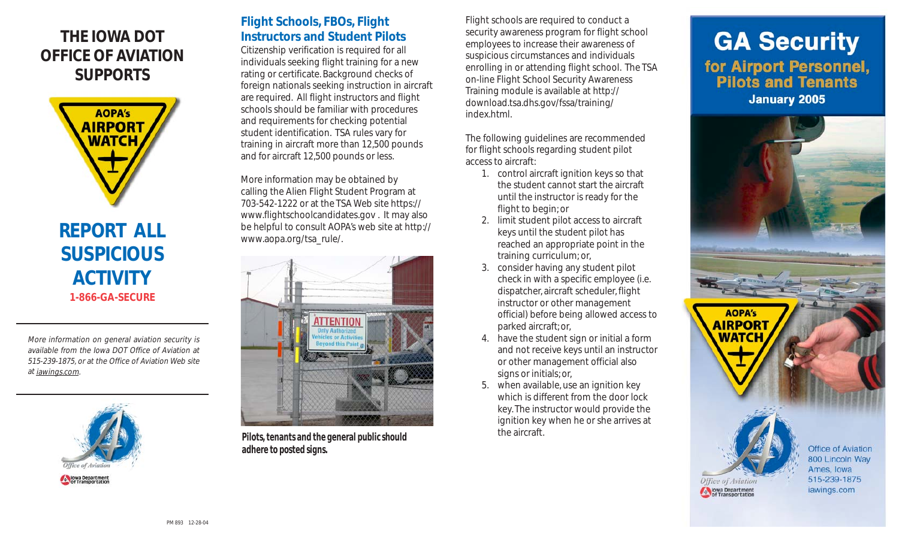# THE IOWA DOT OFFICE OF AVIATION SUPPORTS

AOPA's AIRPORT WATCH

## REPORT ALL SUSPICIOUS ACTIVITY

**1-866-GA-SECURE**

*More information on general aviation security is available from the Iowa DOT Office of Aviation at 515-239-1875, or at the Office of Aviation Web site at iawings.com.*

Office of Aviation
Iowa Department of Transportation

PM 893 12-28-04

## Flight Schools, FBOs, Flight Instructors and Student Pilots

Citizenship verification is required for all individuals seeking flight training for a new rating or certificate. Background checks of foreign nationals seeking instruction in aircraft are required. All flight instructors and flight schools should be familiar with procedures and requirements for checking potential student identification. TSA rules vary for training in aircraft more than 12,500 pounds and for aircraft 12,500 pounds or less.

More information may be obtained by calling the Alien Flight Student Program at 703-542-1222 or at the TSA Web site https://www.flightschoolcandidates.gov . It may also be helpful to consult AOPA's web site at http://www.aopa.org/tsa_rule/.

**Pilots, tenants and the general public should adhere to posted signs.**

Flight schools are required to conduct a security awareness program for flight school employees to increase their awareness of suspicious circumstances and individuals enrolling in or attending flight school. The TSA on-line Flight School Security Awareness Training module is available at http://download.tsa.dhs.gov/fssa/training/index.html.

The following guidelines are recommended for flight schools regarding student pilot access to aircraft:

1. control aircraft ignition keys so that the student cannot start the aircraft until the instructor is ready for the flight to begin; or
2. limit student pilot access to aircraft keys until the student pilot has reached an appropriate point in the training curriculum; or,
3. consider having any student pilot check in with a specific employee (i.e. dispatcher, aircraft scheduler, flight instructor or other management official) before being allowed access to parked aircraft; or,
4. have the student sign or initial a form and not receive keys until an instructor or other management official also signs or initials; or,
5. when available, use an ignition key which is different from the door lock key. The instructor would provide the ignition key when he or she arrives at the aircraft.

# GA Security

## for Airport Personnel, Pilots and Tenants

**January 2005**

AOPA's AIRPORT WATCH

Office of Aviation
Iowa Department of Transportation

Office of Aviation
800 Lincoln Way
Ames, Iowa
515-239-1875
iawings.com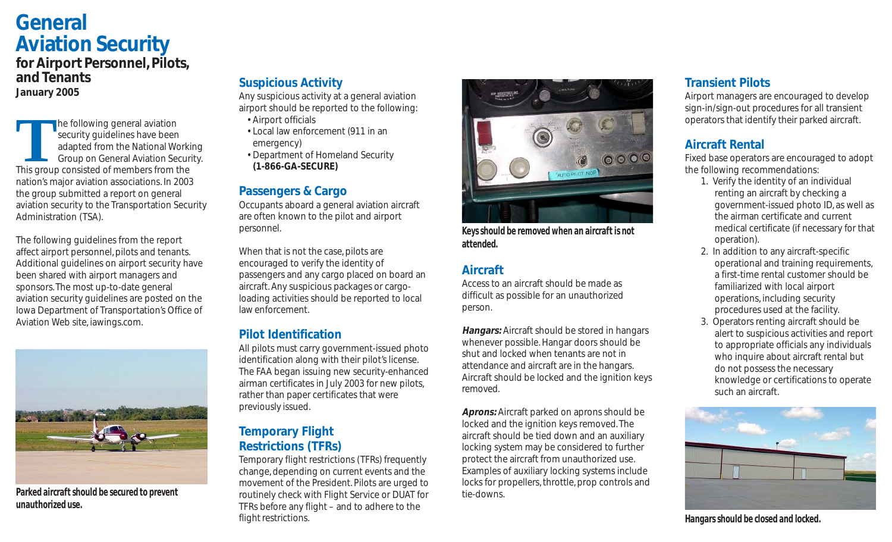# General Aviation Security

## for Airport Personnel, Pilots, and Tenants

**January 2005**

The following general aviation security guidelines have been adapted from the National Working Group on General Aviation Security. This group consisted of members from the nation's major aviation associations. In 2003 the group submitted a report on general aviation security to the Transportation Security Administration (TSA).

The following guidelines from the report affect airport personnel, pilots and tenants. Additional guidelines on airport security have been shared with airport managers and sponsors. The most up-to-date general aviation security guidelines are posted on the Iowa Department of Transportation's Office of Aviation Web site, iawings.com.

**Parked aircraft should be secured to prevent unauthorized use.**

## Suspicious Activity

Any suspicious activity at a general aviation airport should be reported to the following:

- Airport officials
- Local law enforcement (911 in an emergency)
- Department of Homeland Security **(1-866-GA-SECURE)**

## Passengers & Cargo

Occupants aboard a general aviation aircraft are often known to the pilot and airport personnel.

When that is not the case, pilots are encouraged to verify the identity of passengers and any cargo placed on board an aircraft. Any suspicious packages or cargo-loading activities should be reported to local law enforcement.

## Pilot Identification

All pilots must carry government-issued photo identification along with their pilot's license. The FAA began issuing new security-enhanced airman certificates in July 2003 for new pilots, rather than paper certificates that were previously issued.

## Temporary Flight Restrictions (TFRs)

Temporary flight restrictions (TFRs) frequently change, depending on current events and the movement of the President. Pilots are urged to routinely check with Flight Service or DUAT for TFRs before any flight – and to adhere to the flight restrictions.

**Keys should be removed when an aircraft is not attended.**

## Aircraft

Access to an aircraft should be made as difficult as possible for an unauthorized person.

***Hangars:*** Aircraft should be stored in hangars whenever possible. Hangar doors should be shut and locked when tenants are not in attendance and aircraft are in the hangars. Aircraft should be locked and the ignition keys removed.

***Aprons:*** Aircraft parked on aprons should be locked and the ignition keys removed. The aircraft should be tied down and an auxiliary locking system may be considered to further protect the aircraft from unauthorized use. Examples of auxiliary locking systems include locks for propellers, throttle, prop controls and tie-downs.

## Transient Pilots

Airport managers are encouraged to develop sign-in/sign-out procedures for all transient operators that identify their parked aircraft.

## Aircraft Rental

Fixed base operators are encouraged to adopt the following recommendations:

1. Verify the identity of an individual renting an aircraft by checking a government-issued photo ID, as well as the airman certificate and current medical certificate (if necessary for that operation).
2. In addition to any aircraft-specific operational and training requirements, a first-time rental customer should be familiarized with local airport operations, including security procedures used at the facility.
3. Operators renting aircraft should be alert to suspicious activities and report to appropriate officials any individuals who inquire about aircraft rental but do not possess the necessary knowledge or certifications to operate such an aircraft.

**Hangars should be closed and locked.**